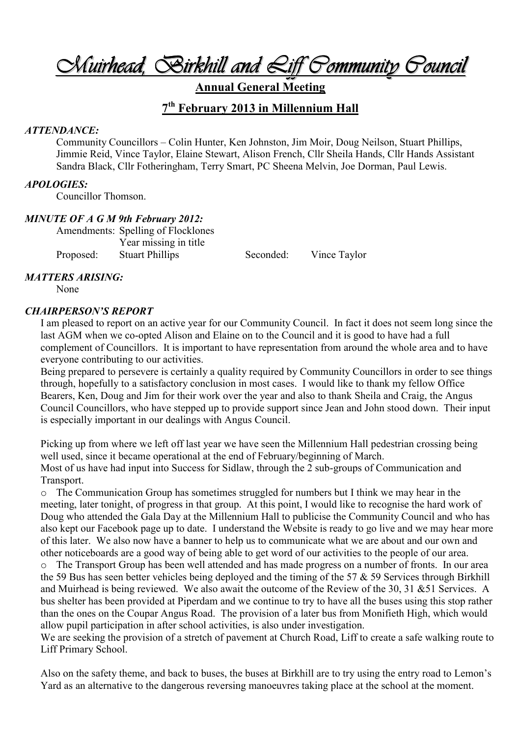# Muirhead, Birkhill and Liff Community Council

## Annual General Meeting

## 7th February 2013 in Millennium Hall

***ATTENDANCE:***

Community Councillors – Colin Hunter, Ken Johnston, Jim Moir, Doug Neilson, Stuart Phillips, Jimmie Reid, Vince Taylor, Elaine Stewart, Alison French, Cllr Sheila Hands, Cllr Hands Assistant Sandra Black, Cllr Fotheringham, Terry Smart, PC Sheena Melvin, Joe Dorman, Paul Lewis.

***APOLOGIES:***

Councillor Thomson.

***MINUTE OF A G M 9th February 2012:***

Amendments: Spelling of Flocklones
Year missing in title

Proposed: Stuart Phillips    Seconded: Vince Taylor

***MATTERS ARISING:***

None

***CHAIRPERSON'S REPORT***

I am pleased to report on an active year for our Community Council. In fact it does not seem long since the last AGM when we co-opted Alison and Elaine on to the Council and it is good to have had a full complement of Councillors. It is important to have representation from around the whole area and to have everyone contributing to our activities.

Being prepared to persevere is certainly a quality required by Community Councillors in order to see things through, hopefully to a satisfactory conclusion in most cases. I would like to thank my fellow Office Bearers, Ken, Doug and Jim for their work over the year and also to thank Sheila and Craig, the Angus Council Councillors, who have stepped up to provide support since Jean and John stood down. Their input is especially important in our dealings with Angus Council.

Picking up from where we left off last year we have seen the Millennium Hall pedestrian crossing being well used, since it became operational at the end of February/beginning of March.

Most of us have had input into Success for Sidlaw, through the 2 sub-groups of Communication and Transport.

- The Communication Group has sometimes struggled for numbers but I think we may hear in the meeting, later tonight, of progress in that group. At this point, I would like to recognise the hard work of Doug who attended the Gala Day at the Millennium Hall to publicise the Community Council and who has also kept our Facebook page up to date. I understand the Website is ready to go live and we may hear more of this later. We also now have a banner to help us to communicate what we are about and our own and other noticeboards are a good way of being able to get word of our activities to the people of our area.
- The Transport Group has been well attended and has made progress on a number of fronts. In our area the 59 Bus has seen better vehicles being deployed and the timing of the 57 & 59 Services through Birkhill and Muirhead is being reviewed. We also await the outcome of the Review of the 30, 31 &51 Services. A bus shelter has been provided at Piperdam and we continue to try to have all the buses using this stop rather than the ones on the Coupar Angus Road. The provision of a later bus from Monifieth High, which would allow pupil participation in after school activities, is also under investigation.

We are seeking the provision of a stretch of pavement at Church Road, Liff to create a safe walking route to Liff Primary School.

Also on the safety theme, and back to buses, the buses at Birkhill are to try using the entry road to Lemon's Yard as an alternative to the dangerous reversing manoeuvres taking place at the school at the moment.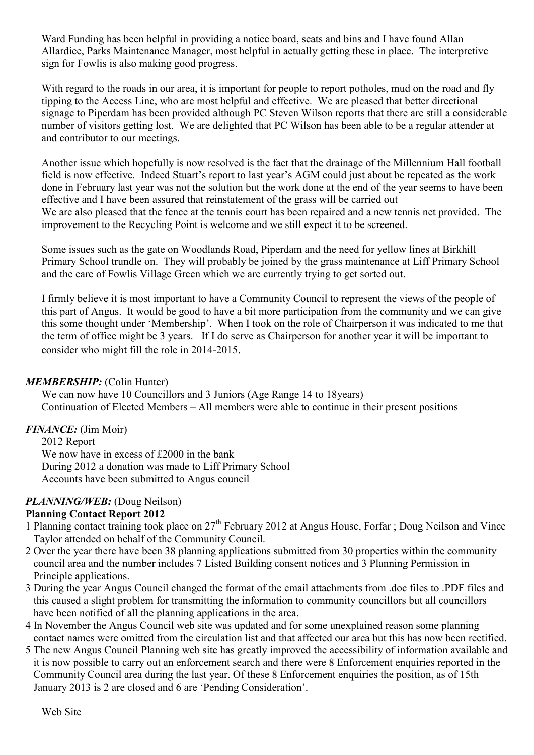Ward Funding has been helpful in providing a notice board, seats and bins and I have found Allan Allardice, Parks Maintenance Manager, most helpful in actually getting these in place. The interpretive sign for Fowlis is also making good progress.

With regard to the roads in our area, it is important for people to report potholes, mud on the road and fly tipping to the Access Line, who are most helpful and effective. We are pleased that better directional signage to Piperdam has been provided although PC Steven Wilson reports that there are still a considerable number of visitors getting lost. We are delighted that PC Wilson has been able to be a regular attender at and contributor to our meetings.

Another issue which hopefully is now resolved is the fact that the drainage of the Millennium Hall football field is now effective. Indeed Stuart's report to last year's AGM could just about be repeated as the work done in February last year was not the solution but the work done at the end of the year seems to have been effective and I have been assured that reinstatement of the grass will be carried out
We are also pleased that the fence at the tennis court has been repaired and a new tennis net provided. The improvement to the Recycling Point is welcome and we still expect it to be screened.

Some issues such as the gate on Woodlands Road, Piperdam and the need for yellow lines at Birkhill Primary School trundle on. They will probably be joined by the grass maintenance at Liff Primary School and the care of Fowlis Village Green which we are currently trying to get sorted out.

I firmly believe it is most important to have a Community Council to represent the views of the people of this part of Angus. It would be good to have a bit more participation from the community and we can give this some thought under 'Membership'. When I took on the role of Chairperson it was indicated to me that the term of office might be 3 years. If I do serve as Chairperson for another year it will be important to consider who might fill the role in 2014-2015.

***MEMBERSHIP:*** (Colin Hunter)

We can now have 10 Councillors and 3 Juniors (Age Range 14 to 18years)
Continuation of Elected Members – All members were able to continue in their present positions

***FINANCE:*** (Jim Moir)

2012 Report
We now have in excess of £2000 in the bank
During 2012 a donation was made to Liff Primary School
Accounts have been submitted to Angus council

***PLANNING/WEB:*** (Doug Neilson)

**Planning Contact Report 2012**

1 Planning contact training took place on 27th February 2012 at Angus House, Forfar ; Doug Neilson and Vince Taylor attended on behalf of the Community Council.
2 Over the year there have been 38 planning applications submitted from 30 properties within the community council area and the number includes 7 Listed Building consent notices and 3 Planning Permission in Principle applications.
3 During the year Angus Council changed the format of the email attachments from .doc files to .PDF files and this caused a slight problem for transmitting the information to community councillors but all councillors have been notified of all the planning applications in the area.
4 In November the Angus Council web site was updated and for some unexplained reason some planning contact names were omitted from the circulation list and that affected our area but this has now been rectified.
5 The new Angus Council Planning web site has greatly improved the accessibility of information available and it is now possible to carry out an enforcement search and there were 8 Enforcement enquiries reported in the Community Council area during the last year. Of these 8 Enforcement enquiries the position, as of 15th January 2013 is 2 are closed and 6 are 'Pending Consideration'.

Web Site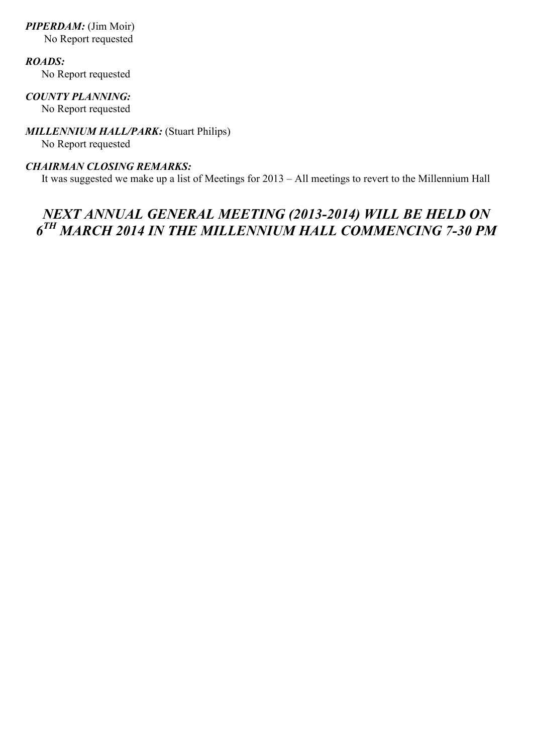***PIPERDAM:*** (Jim Moir)
No Report requested

***ROADS:***
No Report requested

***COUNTY PLANNING:***
No Report requested

***MILLENNIUM HALL/PARK:*** (Stuart Philips)
No Report requested

***CHAIRMAN CLOSING REMARKS:***
It was suggested we make up a list of Meetings for 2013 – All meetings to revert to the Millennium Hall

## *NEXT ANNUAL GENERAL MEETING (2013-2014) WILL BE HELD ON 6TH MARCH 2014 IN THE MILLENNIUM HALL COMMENCING 7-30 PM*